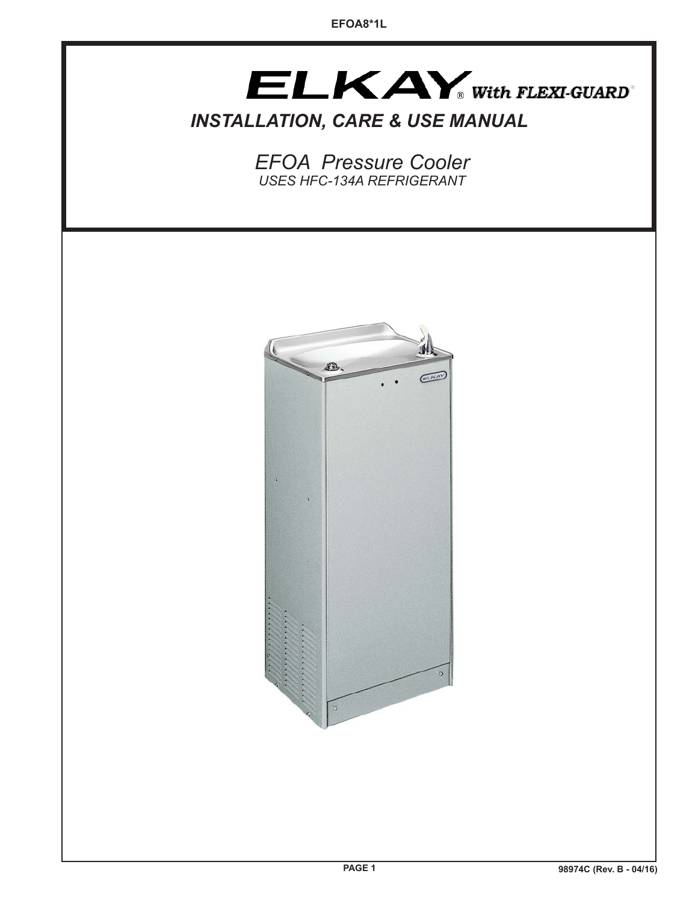EFOA8*1L

# ELKAY® With FLEXI-GUARD®

## *INSTALLATION, CARE & USE MANUAL*

*EFOA Pressure Cooler*

*USES HFC-134A REFRIGERANT*

98974C (Rev. B - 04/16)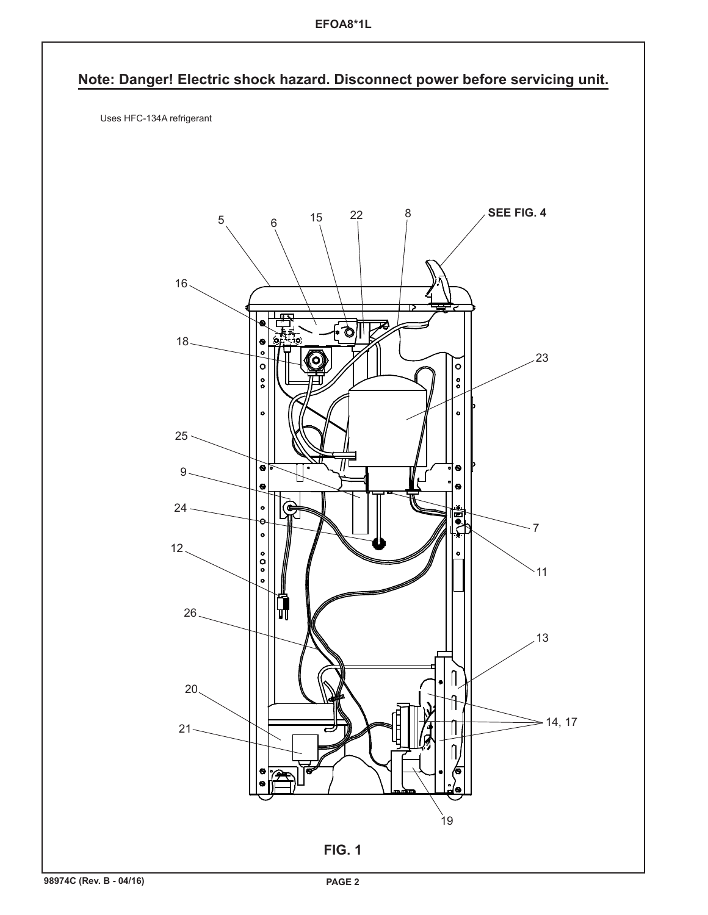**Note: Danger! Electric shock hazard. Disconnect power before servicing unit.**

Uses HFC-134A refrigerant

5 6 15 22 8 SEE FIG. 4

16

18

23

25

9

24

7

11

12

26

13

20

14, 17

21

19

**FIG. 1**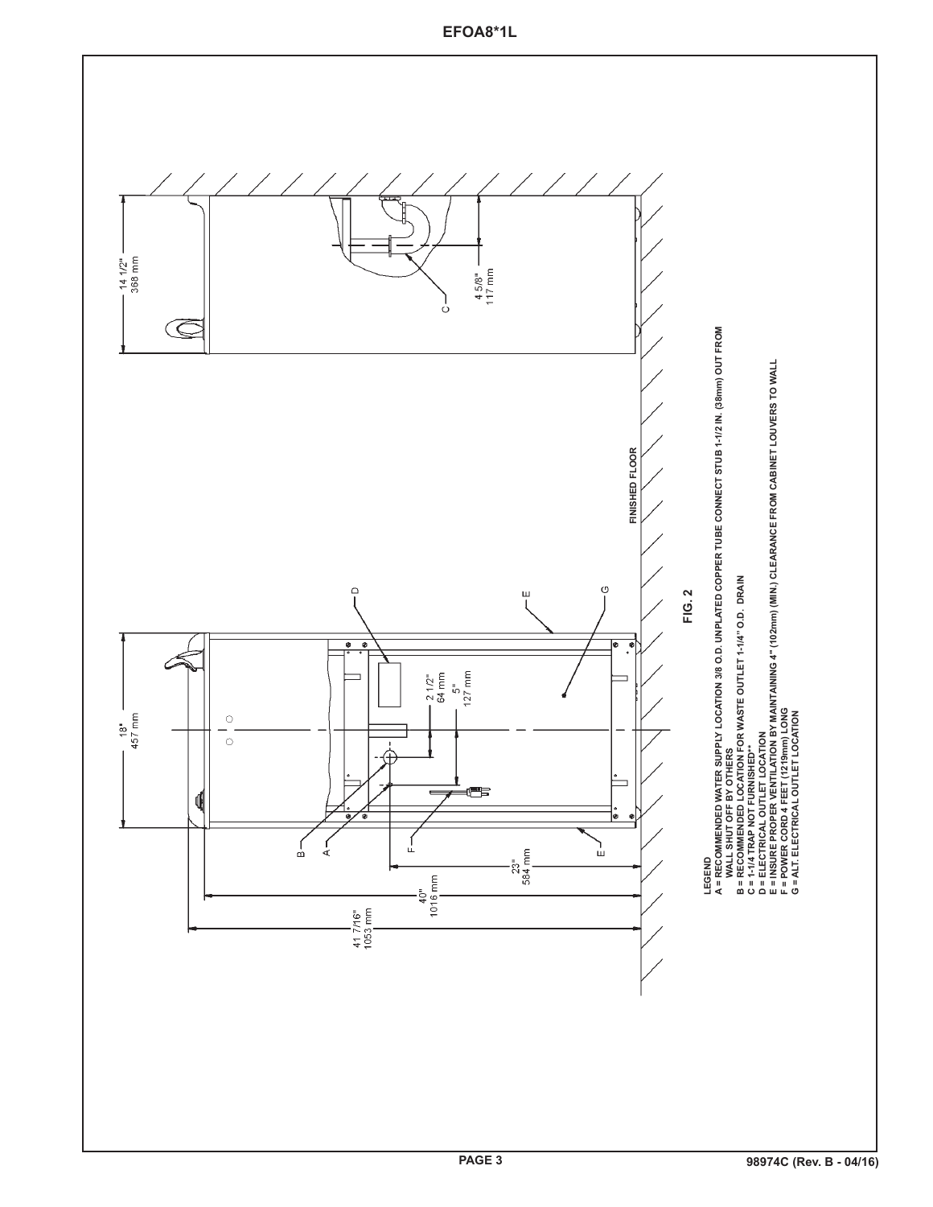# EFOA8*1L

14 1/2"
368 mm

C

4 5/8"
117 mm

FINISHED FLOOR

18"
457 mm

D

E

G

2 1/2"
64 mm

5"
127 mm

B

A

F

E

23"
584 mm

40"
1016 mm

41 7/16"
1053 mm

**FIG. 2**

**LEGEND**

**A = RECOMMENDED WATER SUPPLY LOCATION 3/8 O.D. UNPLATED COPPER TUBE CONNECT STUB 1-1/2 IN. (38mm) OUT FROM WALL. SHUT OFF BY OTHERS**
**B = RECOMMENDED LOCATION FOR WASTE OUTLET 1-1/4" O.D. DRAIN**
**C = 1-1/4 TRAP NOT FURNISHED\*\***
**D = ELECTRICAL OUTLET LOCATION**
**E = INSURE PROPER VENTILATION BY MAINTAINING 4" (102mm) (MIN.) CLEARANCE FROM CABINET LOUVERS TO WALL**
**F = POWER CORD 4 FEET (1219mm) LONG**
**G = ALT. ELECTRICAL OUTLET LOCATION**

98974C (Rev. B - 04/16)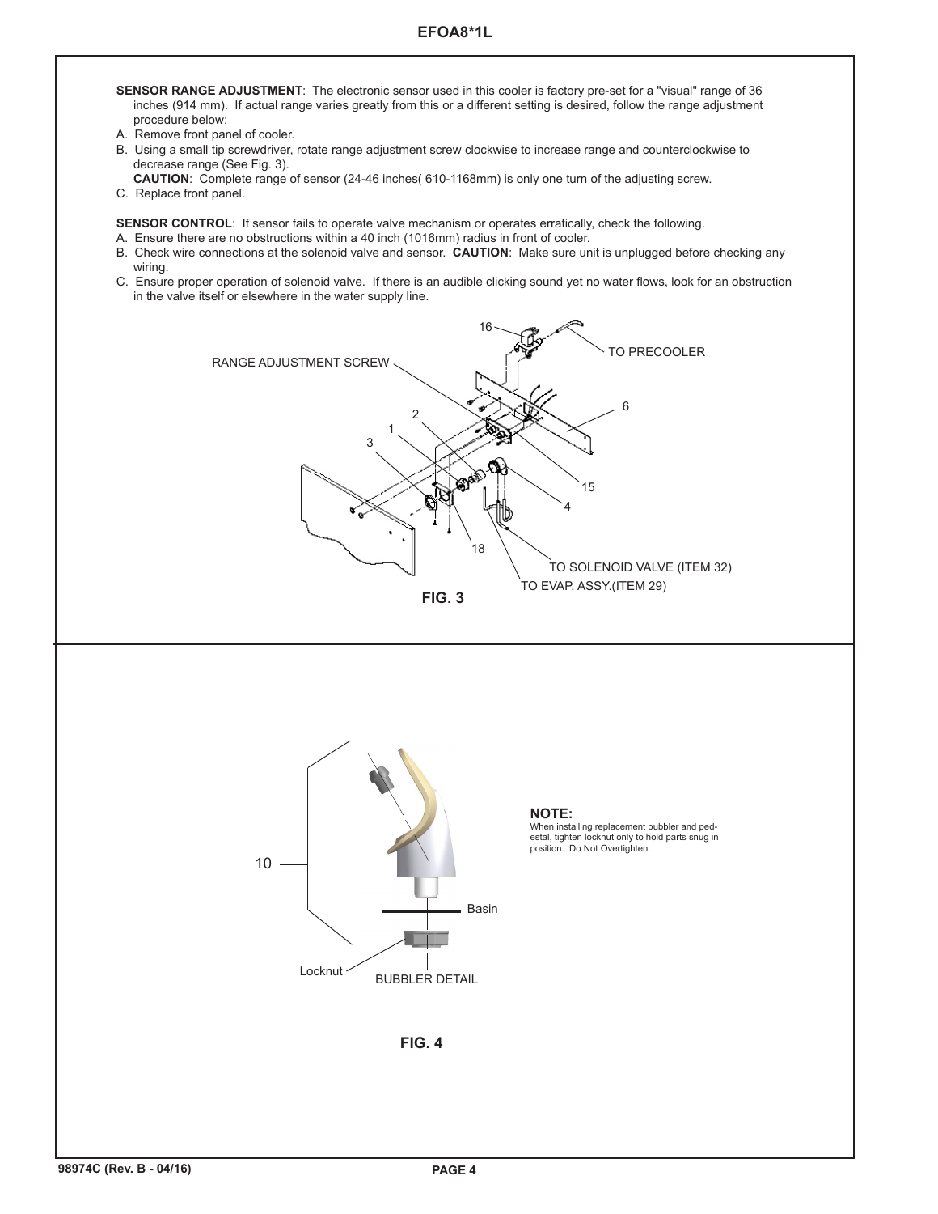**SENSOR RANGE ADJUSTMENT**: The electronic sensor used in this cooler is factory pre-set for a "visual" range of 36 inches (914 mm). If actual range varies greatly from this or a different setting is desired, follow the range adjustment procedure below:

A. Remove front panel of cooler.

B. Using a small tip screwdriver, rotate range adjustment screw clockwise to increase range and counterclockwise to decrease range (See Fig. 3).

   **CAUTION**: Complete range of sensor (24-46 inches( 610-1168mm) is only one turn of the adjusting screw.

C. Replace front panel.

**SENSOR CONTROL**: If sensor fails to operate valve mechanism or operates erratically, check the following.

A. Ensure there are no obstructions within a 40 inch (1016mm) radius in front of cooler.

B. Check wire connections at the solenoid valve and sensor. **CAUTION**: Make sure unit is unplugged before checking any wiring.

C. Ensure proper operation of solenoid valve. If there is an audible clicking sound yet no water flows, look for an obstruction in the valve itself or elsewhere in the water supply line.

RANGE ADJUSTMENT SCREW

16

TO PRECOOLER

6

2

1

3

15

4

18

TO SOLENOID VALVE (ITEM 32)

TO EVAP. ASSY.(ITEM 29)

**FIG. 3**

10

Basin

Locknut

BUBBLER DETAIL

**NOTE:**
When installing replacement bubbler and pedestal, tighten locknut only to hold parts snug in position. Do Not Overtighten.

**FIG. 4**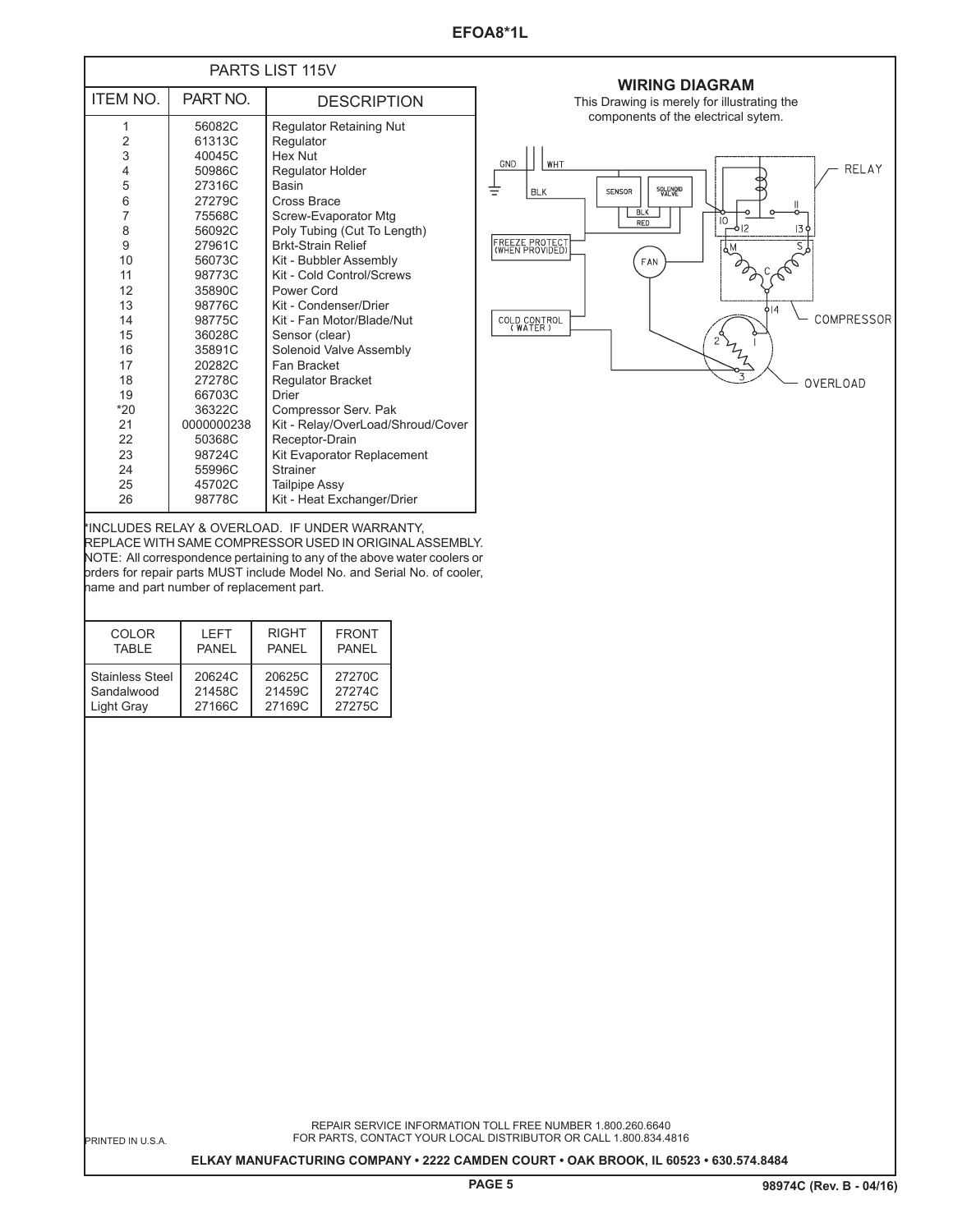# EFOA8*1L

## PARTS LIST 115V

| ITEM NO. | PART NO. | DESCRIPTION |
|---|---|---|
| 1 | 56082C | Regulator Retaining Nut |
| 2 | 61313C | Regulator |
| 3 | 40045C | Hex Nut |
| 4 | 50986C | Regulator Holder |
| 5 | 27316C | Basin |
| 6 | 27279C | Cross Brace |
| 7 | 75568C | Screw-Evaporator Mtg |
| 8 | 56092C | Poly Tubing (Cut To Length) |
| 9 | 27961C | Brkt-Strain Relief |
| 10 | 56073C | Kit - Bubbler Assembly |
| 11 | 98773C | Kit - Cold Control/Screws |
| 12 | 35890C | Power Cord |
| 13 | 98776C | Kit - Condenser/Drier |
| 14 | 98775C | Kit - Fan Motor/Blade/Nut |
| 15 | 36028C | Sensor (clear) |
| 16 | 35891C | Solenoid Valve Assembly |
| 17 | 20282C | Fan Bracket |
| 18 | 27278C | Regulator Bracket |
| 19 | 66703C | Drier |
| *20 | 36322C | Compressor Serv. Pak |
| 21 | 0000000238 | Kit - Relay/OverLoad/Shroud/Cover |
| 22 | 50368C | Receptor-Drain |
| 23 | 98724C | Kit Evaporator Replacement |
| 24 | 55996C | Strainer |
| 25 | 45702C | Tailpipe Assy |
| 26 | 98778C | Kit - Heat Exchanger/Drier |

*INCLUDES RELAY & OVERLOAD. IF UNDER WARRANTY, REPLACE WITH SAME COMPRESSOR USED IN ORIGINAL ASSEMBLY.

NOTE: All correspondence pertaining to any of the above water coolers or orders for repair parts MUST include Model No. and Serial No. of cooler, name and part number of replacement part.

| COLOR TABLE | LEFT PANEL | RIGHT PANEL | FRONT PANEL |
|---|---|---|---|
| Stainless Steel | 20624C | 20625C | 27270C |
| Sandalwood | 21458C | 21459C | 27274C |
| Light Gray | 27166C | 27169C | 27275C |

## WIRING DIAGRAM

This Drawing is merely for illustrating the components of the electrical sytem.

GND
WHT
BLK
SENSOR
SOLENOID VALVE
BLK
RED
RELAY
10
11
12
13
FREEZE PROTECT (WHEN PROVIDED)
FAN
M
S
C
14
COMPRESSOR
COLD CONTROL (WATER)
2
1
3
OVERLOAD

PRINTED IN U.S.A.

REPAIR SERVICE INFORMATION TOLL FREE NUMBER 1.800.260.6640
FOR PARTS, CONTACT YOUR LOCAL DISTRIBUTOR OR CALL 1.800.834.4816

**ELKAY MANUFACTURING COMPANY • 2222 CAMDEN COURT • OAK BROOK, IL 60523 • 630.574.8484**

98974C (Rev. B - 04/16)